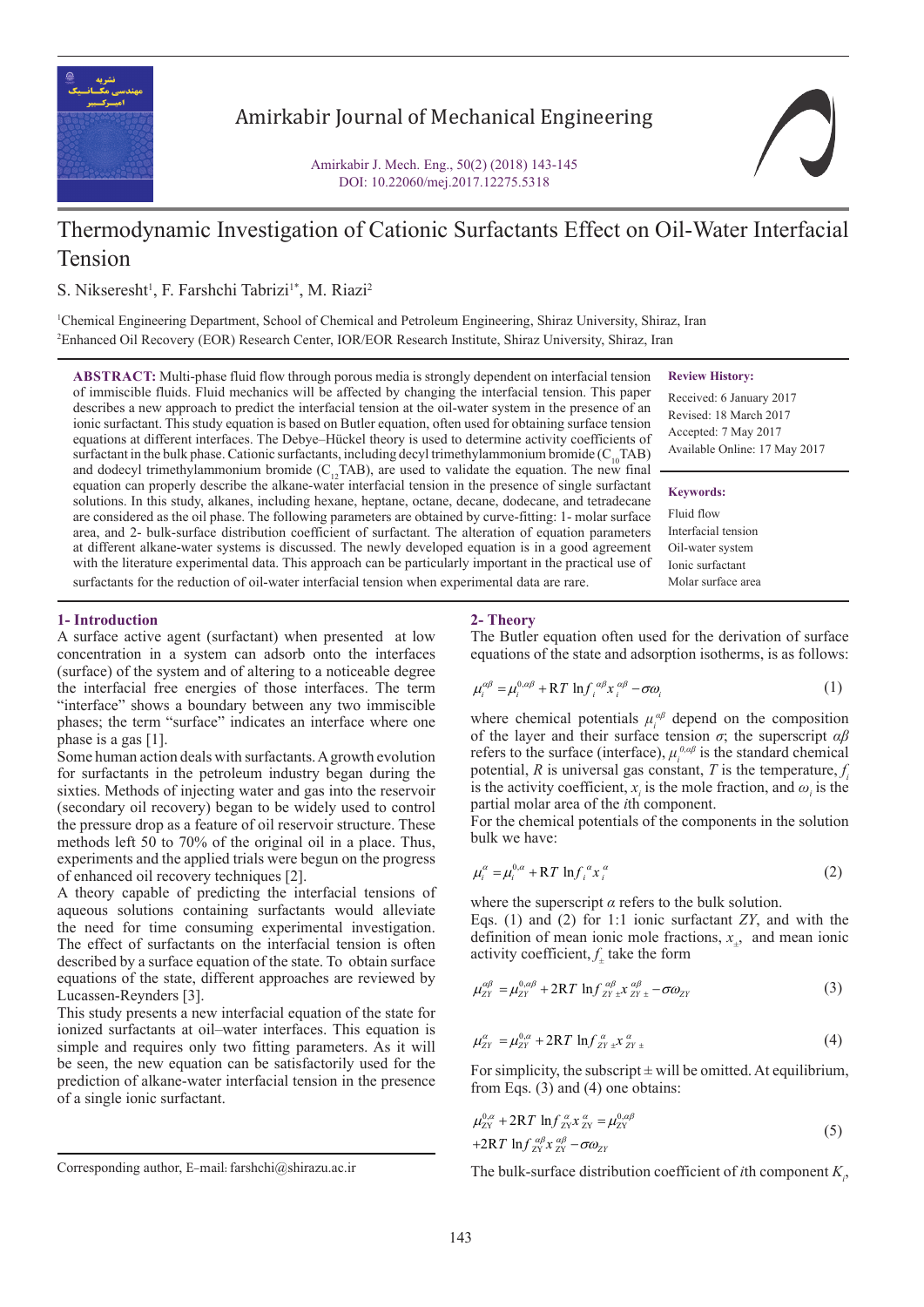# Thermodynamic Investigation of Cationic Surfactants Effect on Oil-Water Interfacial Tension

S. Nikseresht[1], F. Farshchi Tabrizi[1*], M. Riazi[2]

[1]Chemical Engineering Department, School of Chemical and Petroleum Engineering, Shiraz University, Shiraz, Iran
[2]Enhanced Oil Recovery (EOR) Research Center, IOR/EOR Research Institute, Shiraz University, Shiraz, Iran

**ABSTRACT:** Multi-phase fluid flow through porous media is strongly dependent on interfacial tension of immiscible fluids. Fluid mechanics will be affected by changing the interfacial tension. This paper describes a new approach to predict the interfacial tension at the oil-water system in the presence of an ionic surfactant. This study equation is based on Butler equation, often used for obtaining surface tension equations at different interfaces. The Debye–Hückel theory is used to determine activity coefficients of surfactant in the bulk phase. Cationic surfactants, including decyl trimethylammonium bromide ($C_{10}$TAB) and dodecyl trimethylammonium bromide ($C_{12}$TAB), are used to validate the equation. The new final equation can properly describe the alkane-water interfacial tension in the presence of single surfactant solutions. In this study, alkanes, including hexane, heptane, octane, decane, dodecane, and tetradecane are considered as the oil phase. The following parameters are obtained by curve-fitting: 1- molar surface area, and 2- bulk-surface distribution coefficient of surfactant. The alteration of equation parameters at different alkane-water systems is discussed. The newly developed equation is in a good agreement with the literature experimental data. This approach can be particularly important in the practical use of surfactants for the reduction of oil-water interfacial tension when experimental data are rare.

**Review History:**

Received: 6 January 2017
Revised: 18 March 2017
Accepted: 7 May 2017
Available Online: 17 May 2017

**Keywords:**

Fluid flow
Interfacial tension
Oil-water system
Ionic surfactant
Molar surface area

## 1- Introduction

A surface active agent (surfactant) when presented at low concentration in a system can adsorb onto the interfaces (surface) of the system and of altering to a noticeable degree the interfacial free energies of those interfaces. The term "interface" shows a boundary between any two immiscible phases; the term "surface" indicates an interface where one phase is a gas [1].

Some human action deals with surfactants. A growth evolution for surfactants in the petroleum industry began during the sixties. Methods of injecting water and gas into the reservoir (secondary oil recovery) began to be widely used to control the pressure drop as a feature of oil reservoir structure. These methods left 50 to 70% of the original oil in a place. Thus, experiments and the applied trials were begun on the progress of enhanced oil recovery techniques [2].

A theory capable of predicting the interfacial tensions of aqueous solutions containing surfactants would alleviate the need for time consuming experimental investigation. The effect of surfactants on the interfacial tension is often described by a surface equation of the state. To obtain surface equations of the state, different approaches are reviewed by Lucassen-Reynders [3].

This study presents a new interfacial equation of the state for ionized surfactants at oil–water interfaces. This equation is simple and requires only two fitting parameters. As it will be seen, the new equation can be satisfactorily used for the prediction of alkane-water interfacial tension in the presence of a single ionic surfactant.

Corresponding author, E-mail: farshchi@shirazu.ac.ir

## 2- Theory

The Butler equation often used for the derivation of surface equations of the state and adsorption isotherms, is as follows:

$$\mu_i^{\alpha\beta} = \mu_i^{0,\alpha\beta} + \mathrm{R}T\ \ln f_i^{\alpha\beta} x_i^{\alpha\beta} - \sigma\omega_i \tag{1}$$

where chemical potentials $\mu_i^{\alpha\beta}$ depend on the composition of the layer and their surface tension $\sigma$; the superscript $\alpha\beta$ refers to the surface (interface), $\mu_i^{0,\alpha\beta}$ is the standard chemical potential, $R$ is universal gas constant, $T$ is the temperature, $f_i$ is the activity coefficient, $x_i$ is the mole fraction, and $\omega_i$ is the partial molar area of the $i$th component.

For the chemical potentials of the components in the solution bulk we have:

$$\mu_i^{\alpha} = \mu_i^{0,\alpha} + \mathrm{R}T\ \ln f_i^{\alpha} x_i^{\alpha} \tag{2}$$

where the superscript $\alpha$ refers to the bulk solution.

Eqs. (1) and (2) for 1:1 ionic surfactant $ZY$, and with the definition of mean ionic mole fractions, $x_{\pm}$, and mean ionic activity coefficient, $f_{\pm}$ take the form

$$\mu_{ZY}^{\alpha\beta} = \mu_{ZY}^{0,\alpha\beta} + 2\mathrm{R}T\ \ln f_{ZY\pm}^{\alpha\beta} x_{ZY\pm}^{\alpha\beta} - \sigma\omega_{ZY} \tag{3}$$

$$\mu_{ZY}^{\alpha} = \mu_{ZY}^{0,\alpha} + 2\mathrm{R}T\ \ln f_{ZY\pm}^{\alpha} x_{ZY\pm}^{\alpha} \tag{4}$$

For simplicity, the subscript $\pm$ will be omitted. At equilibrium, from Eqs. (3) and (4) one obtains:

$$\mu_{ZY}^{0,\alpha} + 2\mathrm{R}T\ \ln f_{ZY}^{\alpha} x_{ZY}^{\alpha} = \mu_{ZY}^{0,\alpha\beta} + 2\mathrm{R}T\ \ln f_{ZY}^{\alpha\beta} x_{ZY}^{\alpha\beta} - \sigma\omega_{ZY} \tag{5}$$

The bulk-surface distribution coefficient of $i$th component $K_i$,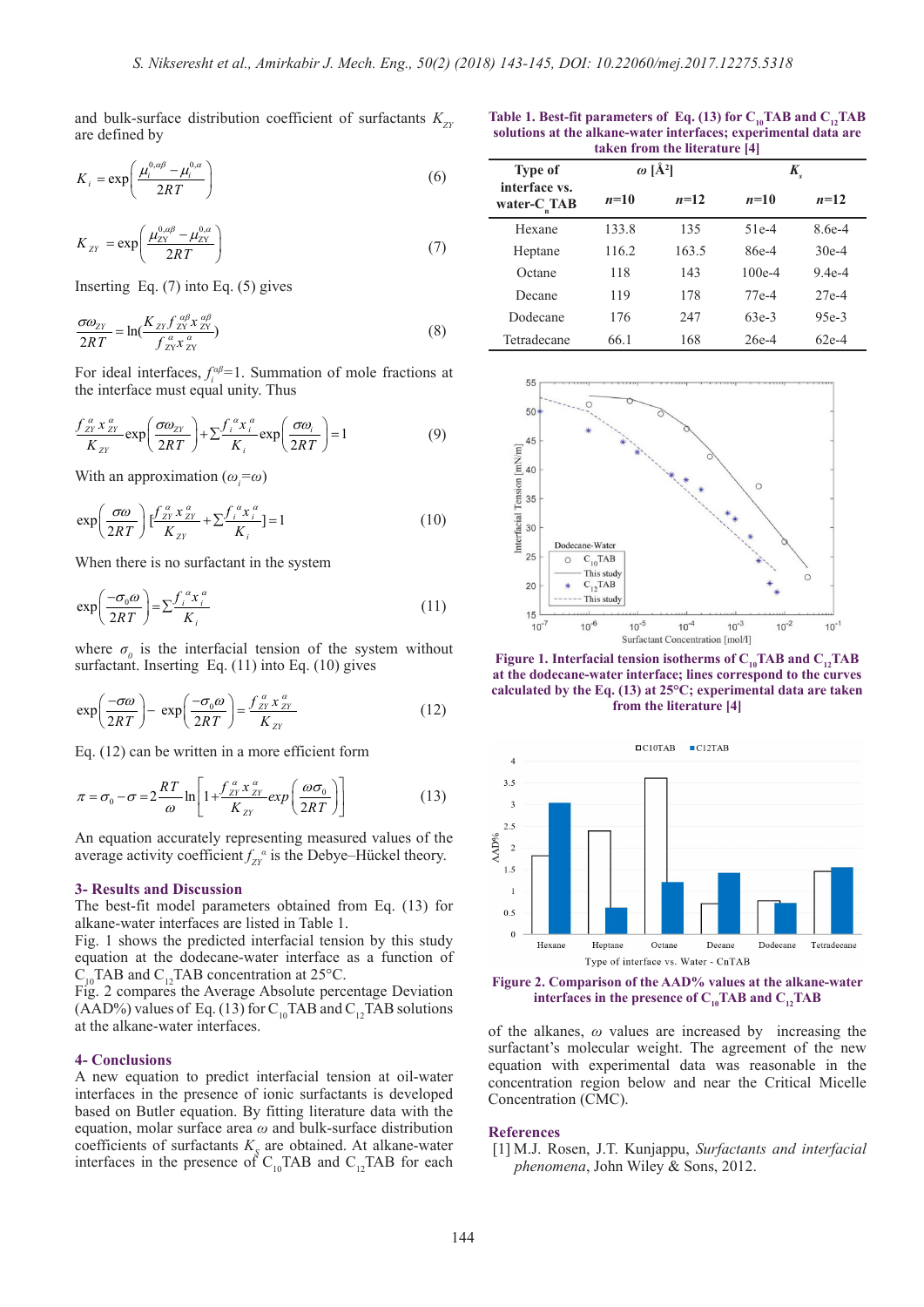and bulk-surface distribution coefficient of surfactants $K_{ZY}$ are defined by

$$K_i = \exp\left(\frac{\mu_i^{0,\alpha\beta} - \mu_i^{0,\alpha}}{2RT}\right) \tag{6}$$

$$K_{ZY} = \exp\left(\frac{\mu_{ZY}^{0,\alpha\beta} - \mu_{ZY}^{0,\alpha}}{2RT}\right) \tag{7}$$

Inserting Eq. (7) into Eq. (5) gives

$$\frac{\sigma\omega_{ZY}}{2RT} = \ln\left(\frac{K_{ZY} f_{ZY}^{\alpha\beta} x_{ZY}^{\alpha\beta}}{f_{ZY}^{\alpha} x_{ZY}^{\alpha}}\right) \tag{8}$$

For ideal interfaces, $f_i^{\alpha\beta}=1$. Summation of mole fractions at the interface must equal unity. Thus

$$\frac{f_{ZY}^{\alpha} x_{ZY}^{\alpha}}{K_{ZY}} \exp\left(\frac{\sigma\omega_{ZY}}{2RT}\right) + \sum \frac{f_i^{\alpha} x_i^{\alpha}}{K_i} \exp\left(\frac{\sigma\omega_i}{2RT}\right) = 1 \tag{9}$$

With an approximation ($\omega_i=\omega$)

$$\exp\left(\frac{\sigma\omega}{2RT}\right)\left[\frac{f_{ZY}^{\alpha} x_{ZY}^{\alpha}}{K_{ZY}} + \sum \frac{f_i^{\alpha} x_i^{\alpha}}{K_i}\right] = 1 \tag{10}$$

When there is no surfactant in the system

$$\exp\left(\frac{-\sigma_0\omega}{2RT}\right) = \sum \frac{f_i^{\alpha} x_i^{\alpha}}{K_i} \tag{11}$$

where $\sigma_0$ is the interfacial tension of the system without surfactant. Inserting Eq. (11) into Eq. (10) gives

$$\exp\left(\frac{-\sigma\omega}{2RT}\right) - \exp\left(\frac{-\sigma_0\omega}{2RT}\right) = \frac{f_{ZY}^{\alpha} x_{ZY}^{\alpha}}{K_{ZY}} \tag{12}$$

Eq. (12) can be written in a more efficient form

$$\pi = \sigma_0 - \sigma = 2\frac{RT}{\omega}\ln\left[1 + \frac{f_{ZY}^{\alpha} x_{ZY}^{\alpha}}{K_{ZY}} exp\left(\frac{\omega\sigma_0}{2RT}\right)\right] \tag{13}$$

An equation accurately representing measured values of the average activity coefficient $f_{ZY}^{\alpha}$ is the Debye–Hückel theory.

## 3- Results and Discussion

The best-fit model parameters obtained from Eq. (13) for alkane-water interfaces are listed in Table 1.

Fig. 1 shows the predicted interfacial tension by this study equation at the dodecane-water interface as a function of $C_{10}$TAB and $C_{12}$TAB concentration at 25°C.

Fig. 2 compares the Average Absolute percentage Deviation (AAD%) values of Eq. (13) for $C_{10}$TAB and $C_{12}$TAB solutions at the alkane-water interfaces.

## 4- Conclusions

A new equation to predict interfacial tension at oil-water interfaces in the presence of ionic surfactants is developed based on Butler equation. By fitting literature data with the equation, molar surface area $\omega$ and bulk-surface distribution coefficients of surfactants $K_s$ are obtained. At alkane-water interfaces in the presence of $C_{10}$TAB and $C_{12}$TAB for each of the alkanes, $\omega$ values are increased by increasing the surfactant's molecular weight. The agreement of the new equation with experimental data was reasonable in the concentration region below and near the Critical Micelle Concentration (CMC).

**Table 1. Best-fit parameters of Eq. (13) for $C_{10}$TAB and $C_{12}$TAB solutions at the alkane-water interfaces; experimental data are taken from the literature [4]**

| Type of interface vs. water-$C_n$TAB | $\omega$ [Å²] | | $K_s$ | |
|---|---|---|---|---|
| | $n$=10 | $n$=12 | $n$=10 | $n$=12 |
| Hexane | 133.8 | 135 | 51e-4 | 8.6e-4 |
| Heptane | 116.2 | 163.5 | 86e-4 | 30e-4 |
| Octane | 118 | 143 | 100e-4 | 9.4e-4 |
| Decane | 119 | 178 | 77e-4 | 27e-4 |
| Dodecane | 176 | 247 | 63e-3 | 95e-3 |
| Tetradecane | 66.1 | 168 | 26e-4 | 62e-4 |

**Figure 1. Interfacial tension isotherms of $C_{10}$TAB and $C_{12}$TAB at the dodecane-water interface; lines correspond to the curves calculated by the Eq. (13) at 25°C; experimental data are taken from the literature [4]**

**Figure 2. Comparison of the AAD% values at the alkane-water interfaces in the presence of $C_{10}$TAB and $C_{12}$TAB**

## References

[1] M.J. Rosen, J.T. Kunjappu, *Surfactants and interfacial phenomena*, John Wiley & Sons, 2012.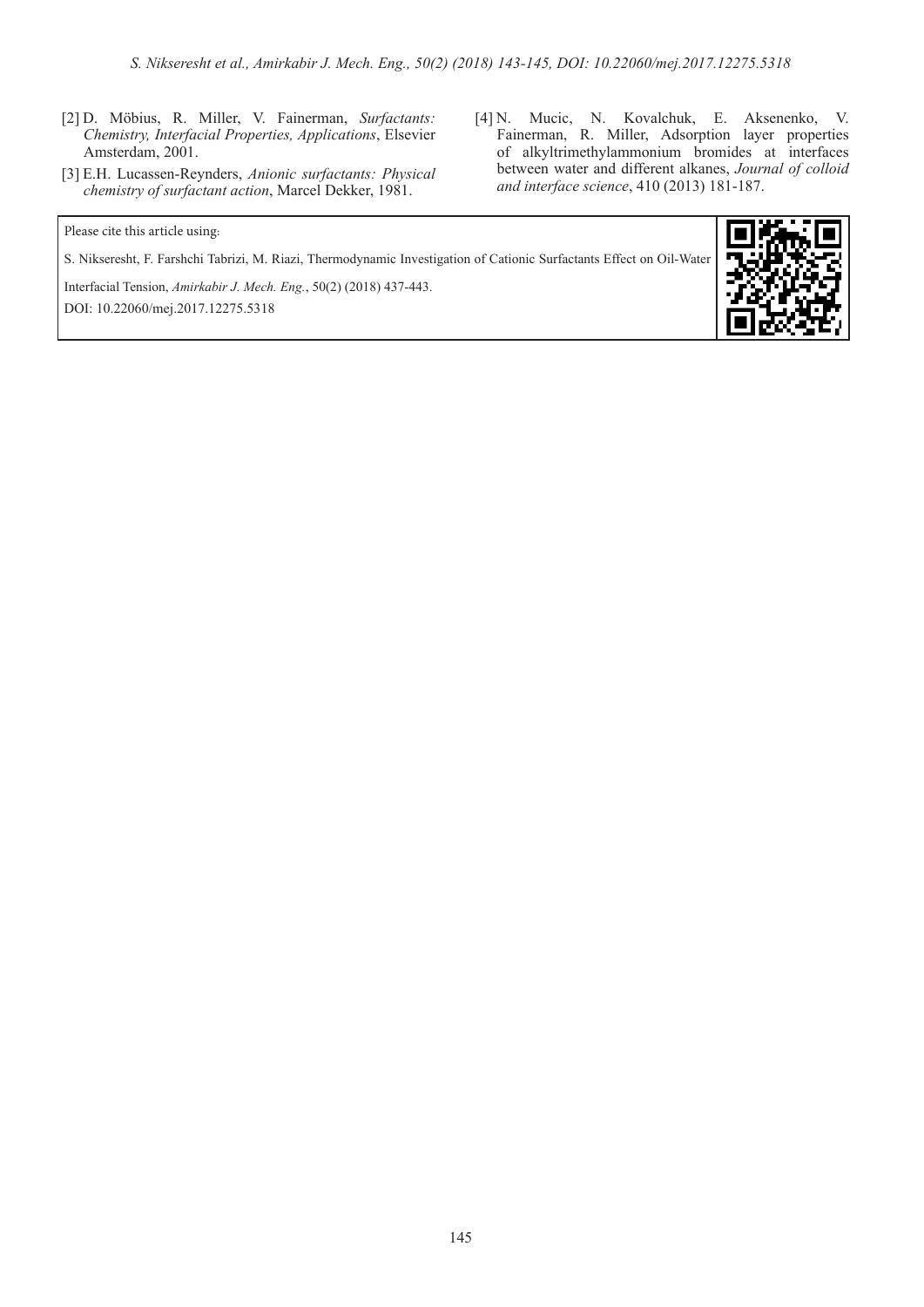[2] D. Möbius, R. Miller, V. Fainerman, *Surfactants: Chemistry, Interfacial Properties, Applications*, Elsevier Amsterdam, 2001.

[3] E.H. Lucassen-Reynders, *Anionic surfactants: Physical chemistry of surfactant action*, Marcel Dekker, 1981.

[4] N. Mucic, N. Kovalchuk, E. Aksenenko, V. Fainerman, R. Miller, Adsorption layer properties of alkyltrimethylammonium bromides at interfaces between water and different alkanes, *Journal of colloid and interface science*, 410 (2013) 181-187.

Please cite this article using:

S. Nikseresht, F. Farshchi Tabrizi, M. Riazi, Thermodynamic Investigation of Cationic Surfactants Effect on Oil-Water Interfacial Tension, *Amirkabir J. Mech. Eng.*, 50(2) (2018) 437-443.

DOI: 10.22060/mej.2017.12275.5318